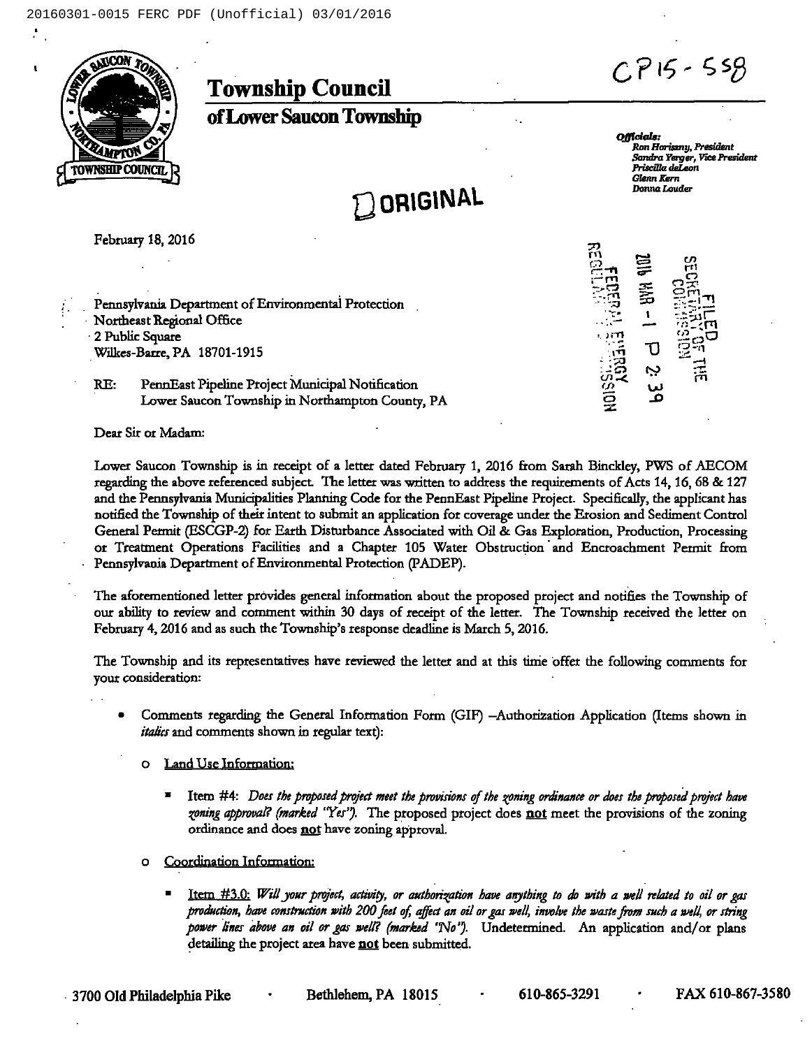CP15-558

# Township Council

## of Lower Saucon Township

*Officials:*
*Ron Horiszny, President*
*Sandra Yerger, Vice President*
*Priscilla deLeon*
*Glenn Kern*
*Donna Louder*

ORIGINAL

FILED
SECRETARY OF THE COMMISSION
2016 MAR -1 P 2:39
FEDERAL ENERGY REGULATORY COMMISSION

February 18, 2016

Pennsylvania Department of Environmental Protection
Northeast Regional Office
2 Public Square
Wilkes-Barre, PA 18701-1915

RE: PennEast Pipeline Project Municipal Notification
Lower Saucon Township in Northampton County, PA

Dear Sir or Madam:

Lower Saucon Township is in receipt of a letter dated February 1, 2016 from Sarah Binckley, PWS of AECOM regarding the above referenced subject. The letter was written to address the requirements of Acts 14, 16, 68 & 127 and the Pennsylvania Municipalities Planning Code for the PennEast Pipeline Project. Specifically, the applicant has notified the Township of their intent to submit an application for coverage under the Erosion and Sediment Control General Permit (ESCGP-2) for Earth Disturbance Associated with Oil & Gas Exploration, Production, Processing or Treatment Operations Facilities and a Chapter 105 Water Obstruction and Encroachment Permit from Pennsylvania Department of Environmental Protection (PADEP).

The aforementioned letter provides general information about the proposed project and notifies the Township of our ability to review and comment within 30 days of receipt of the letter. The Township received the letter on February 4, 2016 and as such the Township's response deadline is March 5, 2016.

The Township and its representatives have reviewed the letter and at this time offer the following comments for your consideration:

- Comments regarding the General Information Form (GIF) –Authorization Application (Items shown in *italics* and comments shown in regular text):
  - Land Use Information:
    - Item #4: *Does the proposed project meet the provisions of the zoning ordinance or does the proposed project have zoning approval? (marked "Yes").* The proposed project does **not** meet the provisions of the zoning ordinance and does **not** have zoning approval.
  - Coordination Information:
    - Item #3.0: *Will your project, activity, or authorization have anything to do with a well related to oil or gas production, have construction with 200 feet of, affect an oil or gas well, involve the waste from such a well, or string power lines above an oil or gas well? (marked "No").* Undetermined. An application and/or plans detailing the project area have **not** been submitted.

3700 Old Philadelphia Pike • Bethlehem, PA 18015 • 610-865-3291 • FAX 610-867-3580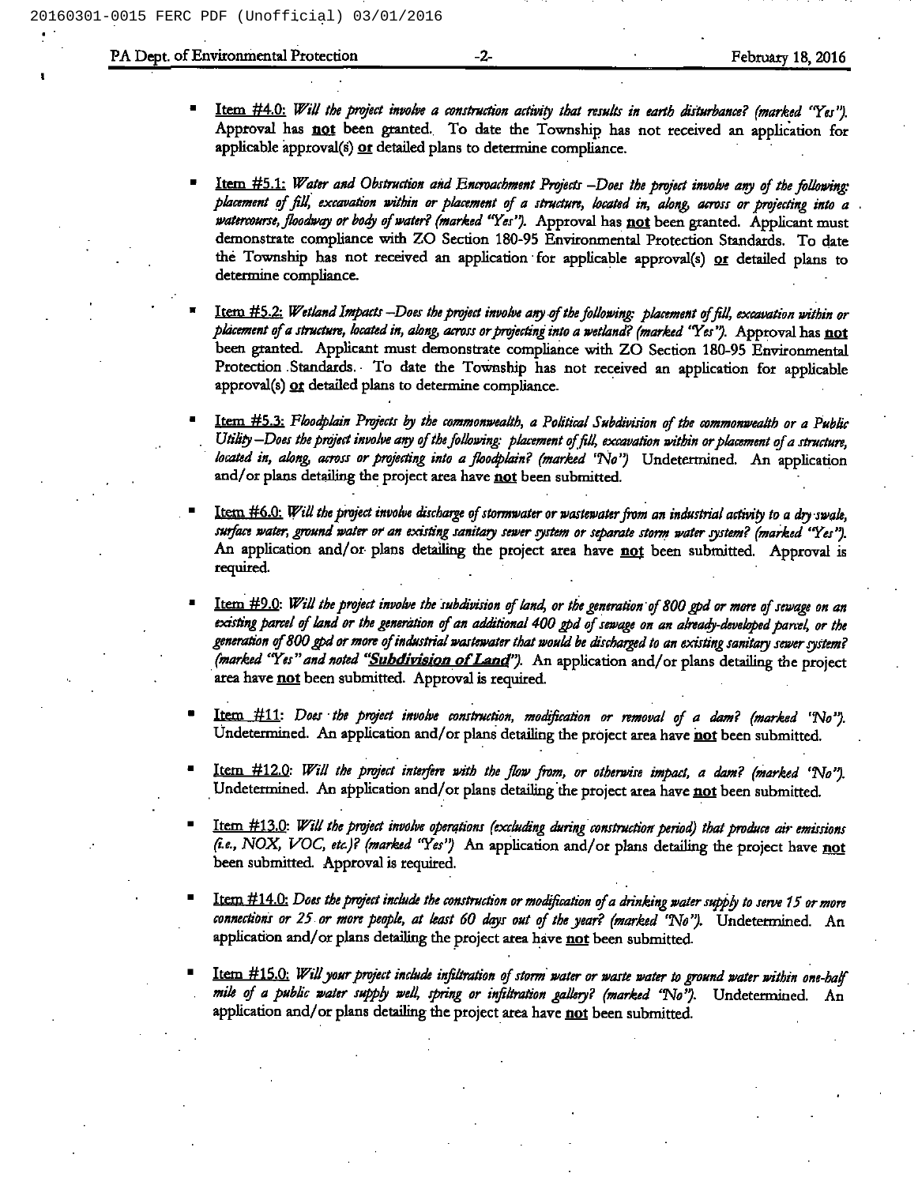- Item #4.0: *Will the project involve a construction activity that results in earth disturbance? (marked "Yes").* Approval has **not** been granted. To date the Township has not received an application for applicable approval(s) **or** detailed plans to determine compliance.

- Item #5.1: *Water and Obstruction and Encroachment Projects –Does the project involve any of the following: placement of fill, excavation within or placement of a structure, located in, along, across or projecting into a watercourse, floodway or body of water? (marked "Yes").* Approval has **not** been granted. Applicant must demonstrate compliance with ZO Section 180-95 Environmental Protection Standards. To date the Township has not received an application for applicable approval(s) **or** detailed plans to determine compliance.

- Item #5.2: *Wetland Impacts –Does the project involve any of the following: placement of fill, excavation within or placement of a structure, located in, along, across or projecting into a wetland? (marked "Yes").* Approval has **not** been granted. Applicant must demonstrate compliance with ZO Section 180-95 Environmental Protection Standards. To date the Township has not received an application for applicable approval(s) **or** detailed plans to determine compliance.

- Item #5.3: *Floodplain Projects by the commonwealth, a Political Subdivision of the commonwealth or a Public Utility –Does the project involve any of the following: placement of fill, excavation within or placement of a structure, located in, along, across or projecting into a floodplain? (marked "No")* Undetermined. An application and/or plans detailing the project area have **not** been submitted.

- Item #6.0: *Will the project involve discharge of stormwater or wastewater from an industrial activity to a dry swale, surface water, ground water or an existing sanitary sewer system or separate storm water system? (marked "Yes").* An application and/or plans detailing the project area have **not** been submitted. Approval is required.

- Item #9.0: *Will the project involve the subdivision of land, or the generation of 800 gpd or more of sewage on an existing parcel of land or the generation of an additional 400 gpd of sewage on an already-developed parcel, or the generation of 800 gpd or more of industrial wastewater that would be discharged to an existing sanitary sewer system? (marked "Yes" and noted "**Subdivision of Land**").* An application and/or plans detailing the project area have **not** been submitted. Approval is required.

- Item #11: *Does the project involve construction, modification or removal of a dam? (marked "No").* Undetermined. An application and/or plans detailing the project area have **not** been submitted.

- Item #12.0: *Will the project interfere with the flow from, or otherwise impact, a dam? (marked "No").* Undetermined. An application and/or plans detailing the project area have **not** been submitted.

- Item #13.0: *Will the project involve operations (excluding during construction period) that produce air emissions (i.e., NOX, VOC, etc.)? (marked "Yes")* An application and/or plans detailing the project have **not** been submitted. Approval is required.

- Item #14.0: *Does the project include the construction or modification of a drinking water supply to serve 15 or more connections or 25 or more people, at least 60 days out of the year? (marked "No").* Undetermined. An application and/or plans detailing the project area have **not** been submitted.

- Item #15.0: *Will your project include infiltration of storm water or waste water to ground water within one-half mile of a public water supply well, spring or infiltration gallery? (marked "No").* Undetermined. An application and/or plans detailing the project area have **not** been submitted.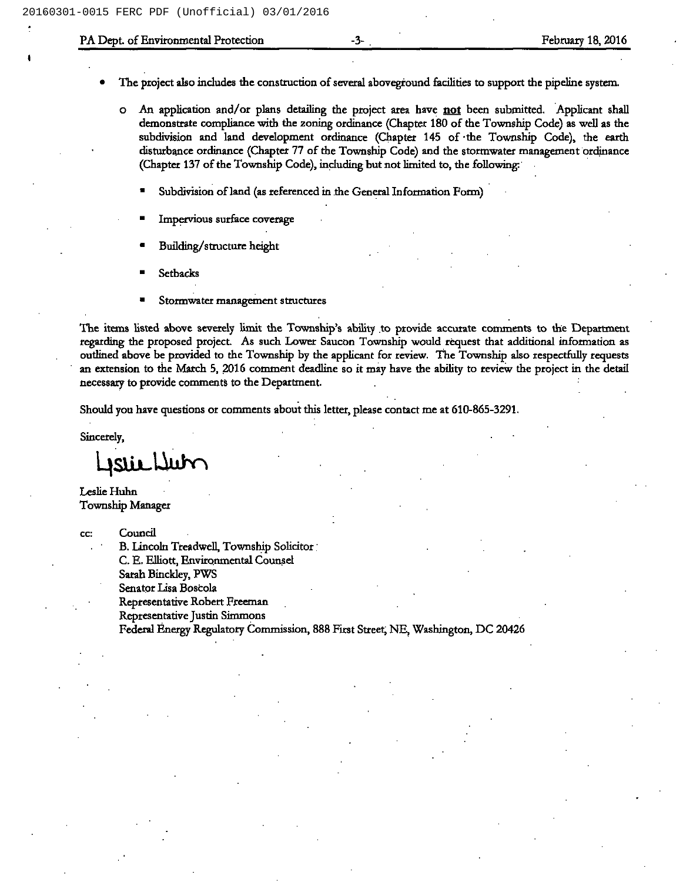- The project also includes the construction of several aboveground facilities to support the pipeline system.
  - An application and/or plans detailing the project area have **not** been submitted. Applicant shall demonstrate compliance with the zoning ordinance (Chapter 180 of the Township Code) as well as the subdivision and land development ordinance (Chapter 145 of the Township Code), the earth disturbance ordinance (Chapter 77 of the Township Code) and the stormwater management ordinance (Chapter 137 of the Township Code), including but not limited to, the following:
    - Subdivision of land (as referenced in the General Information Form)
    - Impervious surface coverage
    - Building/structure height
    - Setbacks
    - Stormwater management structures

The items listed above severely limit the Township's ability to provide accurate comments to the Department regarding the proposed project. As such Lower Saucon Township would request that additional information as outlined above be provided to the Township by the applicant for review. The Township also respectfully requests an extension to the March 5, 2016 comment deadline so it may have the ability to review the project in the detail necessary to provide comments to the Department.

Should you have questions or comments about this letter, please contact me at 610-865-3291.

Sincerely,

Leslie Huhn

Leslie Huhn
Township Manager

cc: Council
B. Lincoln Treadwell, Township Solicitor
C. E. Elliott, Environmental Counsel
Sarah Binckley, PWS
Senator Lisa Boscola
Representative Robert Freeman
Representative Justin Simmons
Federal Energy Regulatory Commission, 888 First Street, NE, Washington, DC 20426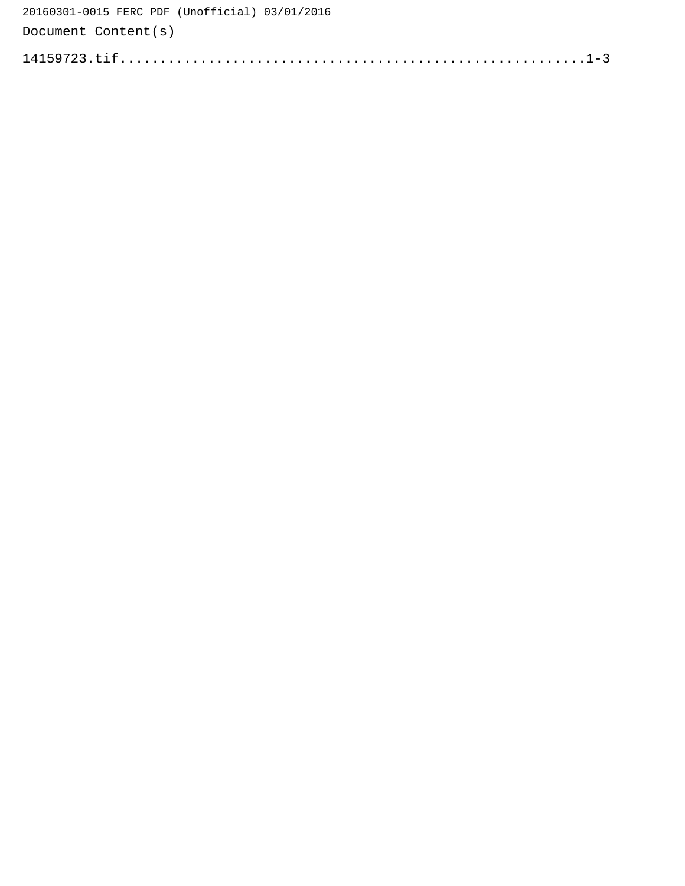Document Content(s)

14159723.tif......................................................1-3